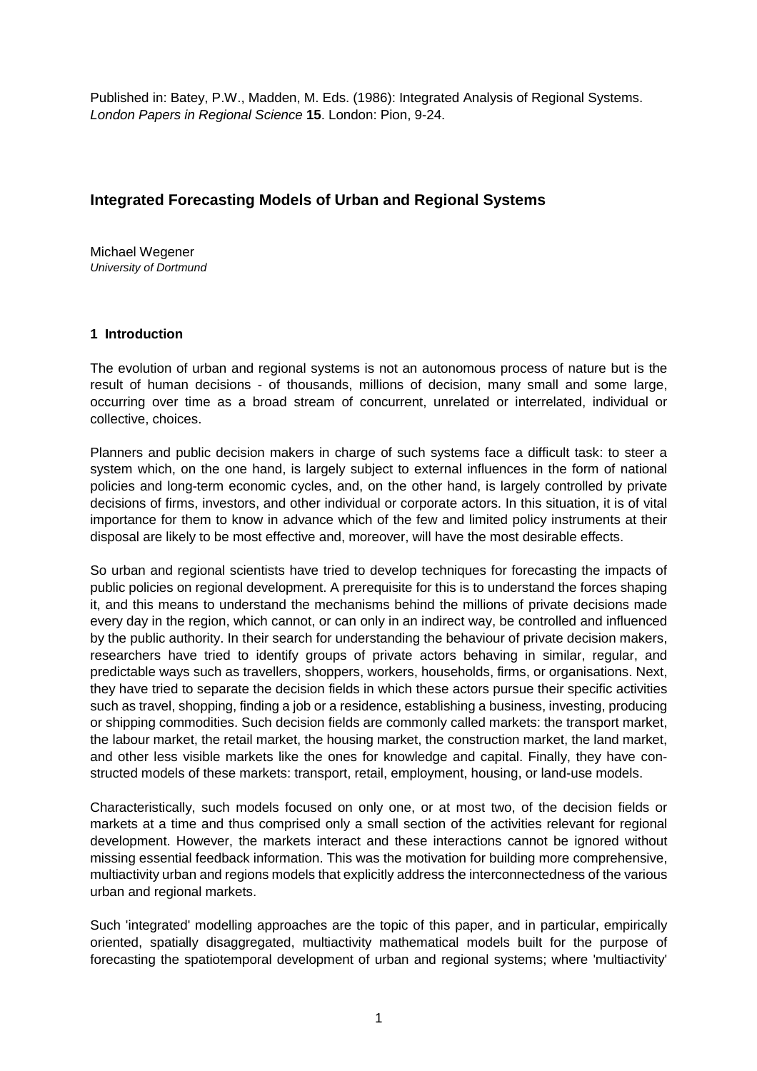Published in: Batey, P.W., Madden, M. Eds. (1986): Integrated Analysis of Regional Systems. *London Papers in Regional Science* **15**. London: Pion, 9-24.

# Integrated Forecasting Models of Urban and Regional Systems

Michael Wegener
*University of Dortmund*

## 1 Introduction

The evolution of urban and regional systems is not an autonomous process of nature but is the result of human decisions - of thousands, millions of decision, many small and some large, occurring over time as a broad stream of concurrent, unrelated or interrelated, individual or collective, choices.

Planners and public decision makers in charge of such systems face a difficult task: to steer a system which, on the one hand, is largely subject to external influences in the form of national policies and long-term economic cycles, and, on the other hand, is largely controlled by private decisions of firms, investors, and other individual or corporate actors. In this situation, it is of vital importance for them to know in advance which of the few and limited policy instruments at their disposal are likely to be most effective and, moreover, will have the most desirable effects.

So urban and regional scientists have tried to develop techniques for forecasting the impacts of public policies on regional development. A prerequisite for this is to understand the forces shaping it, and this means to understand the mechanisms behind the millions of private decisions made every day in the region, which cannot, or can only in an indirect way, be controlled and influenced by the public authority. In their search for understanding the behaviour of private decision makers, researchers have tried to identify groups of private actors behaving in similar, regular, and predictable ways such as travellers, shoppers, workers, households, firms, or organisations. Next, they have tried to separate the decision fields in which these actors pursue their specific activities such as travel, shopping, finding a job or a residence, establishing a business, investing, producing or shipping commodities. Such decision fields are commonly called markets: the transport market, the labour market, the retail market, the housing market, the construction market, the land market, and other less visible markets like the ones for knowledge and capital. Finally, they have constructed models of these markets: transport, retail, employment, housing, or land-use models.

Characteristically, such models focused on only one, or at most two, of the decision fields or markets at a time and thus comprised only a small section of the activities relevant for regional development. However, the markets interact and these interactions cannot be ignored without missing essential feedback information. This was the motivation for building more comprehensive, multiactivity urban and regions models that explicitly address the interconnectedness of the various urban and regional markets.

Such 'integrated' modelling approaches are the topic of this paper, and in particular, empirically oriented, spatially disaggregated, multiactivity mathematical models built for the purpose of forecasting the spatiotemporal development of urban and regional systems; where 'multiactivity'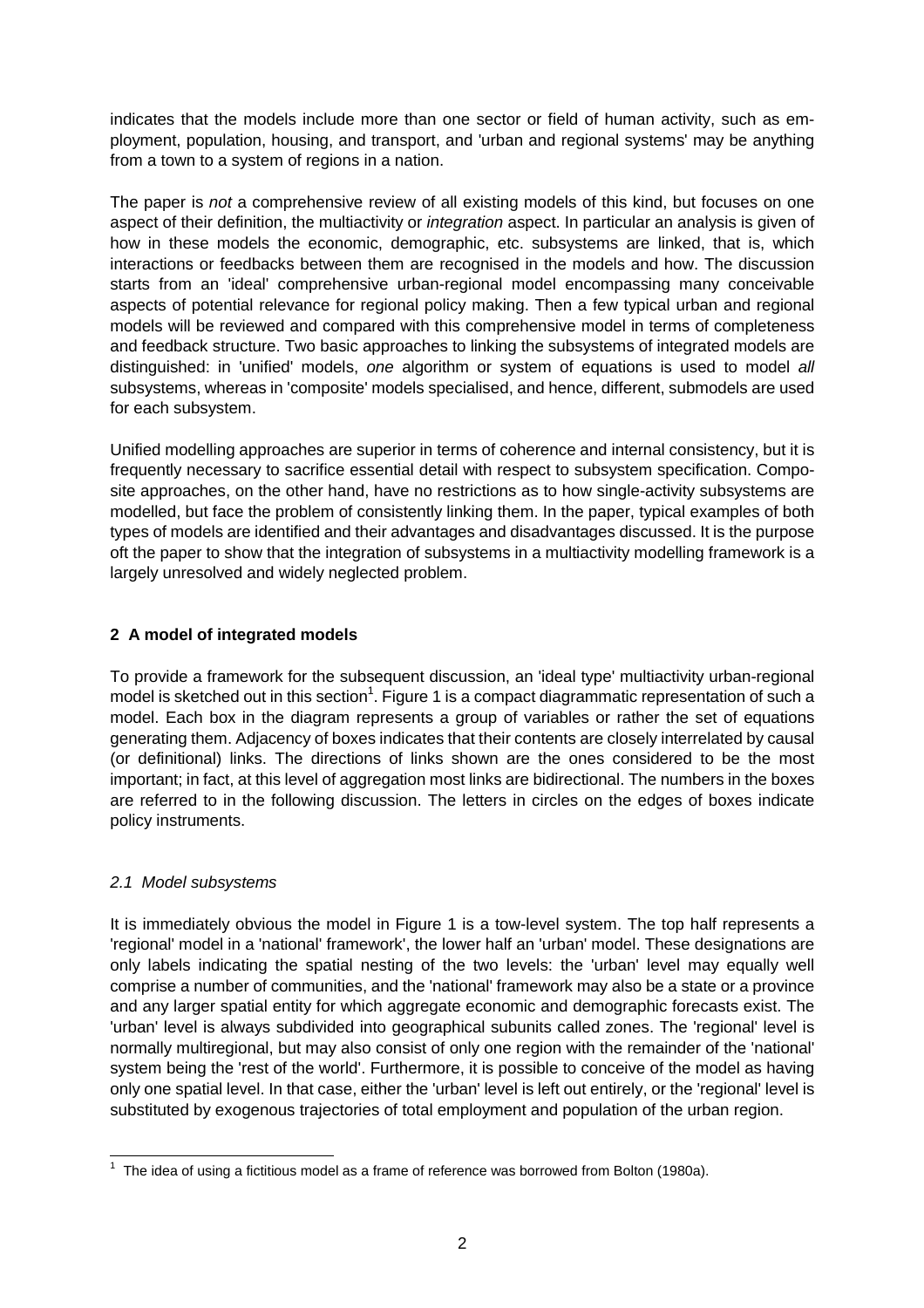indicates that the models include more than one sector or field of human activity, such as employment, population, housing, and transport, and 'urban and regional systems' may be anything from a town to a system of regions in a nation.

The paper is *not* a comprehensive review of all existing models of this kind, but focuses on one aspect of their definition, the multiactivity or *integration* aspect. In particular an analysis is given of how in these models the economic, demographic, etc. subsystems are linked, that is, which interactions or feedbacks between them are recognised in the models and how. The discussion starts from an 'ideal' comprehensive urban-regional model encompassing many conceivable aspects of potential relevance for regional policy making. Then a few typical urban and regional models will be reviewed and compared with this comprehensive model in terms of completeness and feedback structure. Two basic approaches to linking the subsystems of integrated models are distinguished: in 'unified' models, *one* algorithm or system of equations is used to model *all* subsystems, whereas in 'composite' models specialised, and hence, different, submodels are used for each subsystem.

Unified modelling approaches are superior in terms of coherence and internal consistency, but it is frequently necessary to sacrifice essential detail with respect to subsystem specification. Composite approaches, on the other hand, have no restrictions as to how single-activity subsystems are modelled, but face the problem of consistently linking them. In the paper, typical examples of both types of models are identified and their advantages and disadvantages discussed. It is the purpose oft the paper to show that the integration of subsystems in a multiactivity modelling framework is a largely unresolved and widely neglected problem.

## 2 A model of integrated models

To provide a framework for the subsequent discussion, an 'ideal type' multiactivity urban-regional model is sketched out in this section[1]. Figure 1 is a compact diagrammatic representation of such a model. Each box in the diagram represents a group of variables or rather the set of equations generating them. Adjacency of boxes indicates that their contents are closely interrelated by causal (or definitional) links. The directions of links shown are the ones considered to be the most important; in fact, at this level of aggregation most links are bidirectional. The numbers in the boxes are referred to in the following discussion. The letters in circles on the edges of boxes indicate policy instruments.

### *2.1 Model subsystems*

It is immediately obvious the model in Figure 1 is a tow-level system. The top half represents a 'regional' model in a 'national' framework', the lower half an 'urban' model. These designations are only labels indicating the spatial nesting of the two levels: the 'urban' level may equally well comprise a number of communities, and the 'national' framework may also be a state or a province and any larger spatial entity for which aggregate economic and demographic forecasts exist. The 'urban' level is always subdivided into geographical subunits called zones. The 'regional' level is normally multiregional, but may also consist of only one region with the remainder of the 'national' system being the 'rest of the world'. Furthermore, it is possible to conceive of the model as having only one spatial level. In that case, either the 'urban' level is left out entirely, or the 'regional' level is substituted by exogenous trajectories of total employment and population of the urban region.

[1] The idea of using a fictitious model as a frame of reference was borrowed from Bolton (1980a).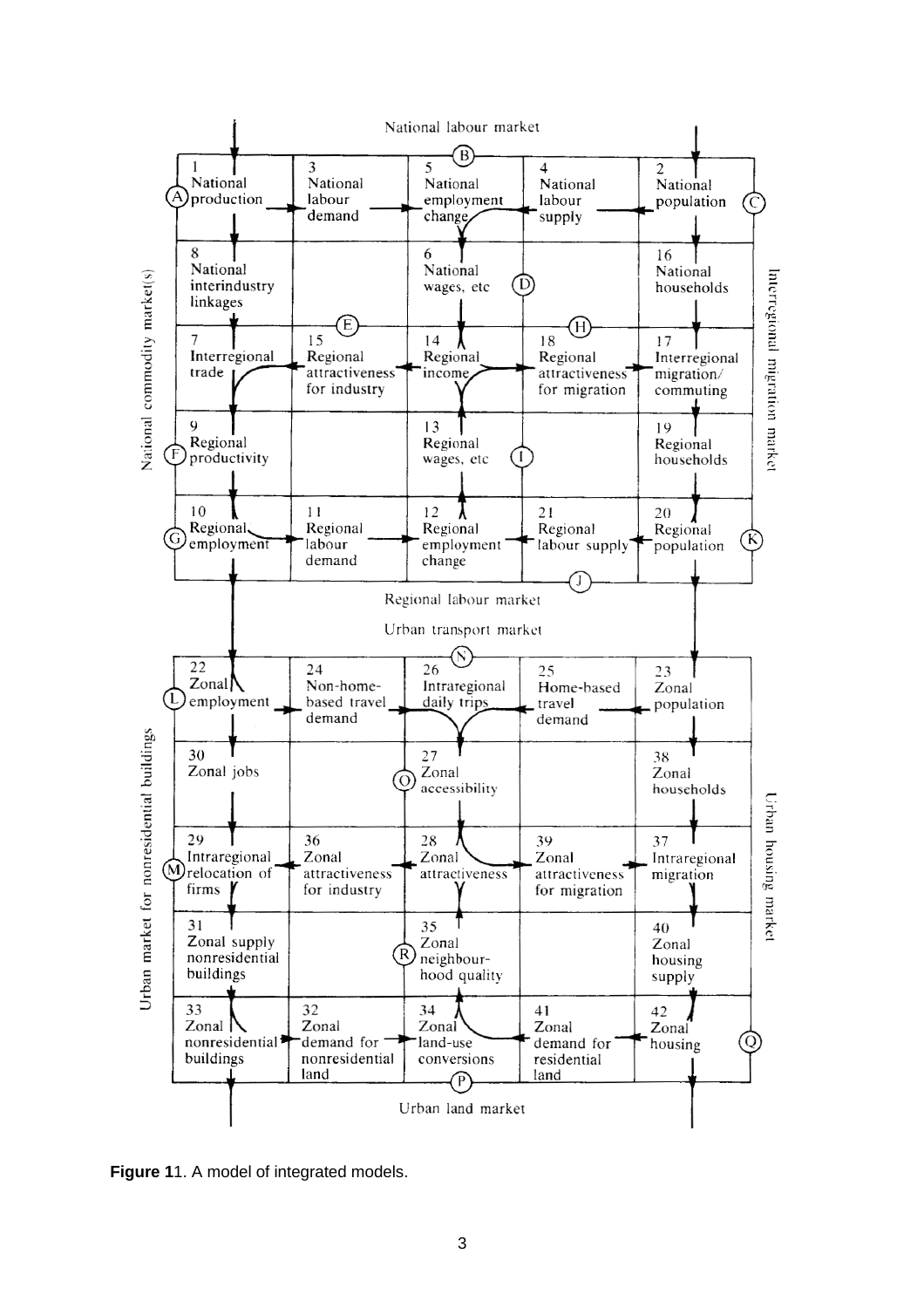National labour market

| | | | | |
|---|---|---|---|---|
| 1 National production (A) | 3 National labour demand | 5 National employment change | 4 National labour supply | 2 National population (C) |
| 8 National interindustry linkages | | 6 National wages, etc (D) | | 16 National households |
| 7 Interregional trade | 15 Regional attractiveness for industry (E) | 14 Regional income | 18 Regional attractiveness for migration (H) | 17 Interregional migration/ commuting |
| 9 Regional productivity (F) | | 13 Regional wages, etc (I) | | 19 Regional households |
| 10 Regional employment (G) | 11 Regional labour demand | 12 Regional employment change | 21 Regional labour supply (J) | 20 Regional population (K) |

National commodity market(s) (B) Interregional migration market

Regional labour market

Urban transport market (N)

| | | | | |
|---|---|---|---|---|
| 22 Zonal employment (L) | 24 Non-home-based travel demand | 26 Intraregional daily trips | 25 Home-based travel demand | 23 Zonal population |
| 30 Zonal jobs | | 27 Zonal accessibility (O) | | 38 Zonal households |
| 29 Intraregional relocation of firms (M) | 36 Zonal attractiveness for industry | 28 Zonal attractiveness | 39 Zonal attractiveness for migration | 37 Intraregional migration |
| 31 Zonal supply nonresidential buildings | | 35 Zonal neighbourhood quality (R) | | 40 Zonal housing supply |
| 33 Zonal nonresidential buildings | 32 Zonal demand for nonresidential land | 34 Zonal land-use conversions (P) | 41 Zonal demand for residential land | 42 Zonal housing (Q) |

Urban market for nonresidential buildings Urban housing market

Urban land market

**Figure 1**1. A model of integrated models.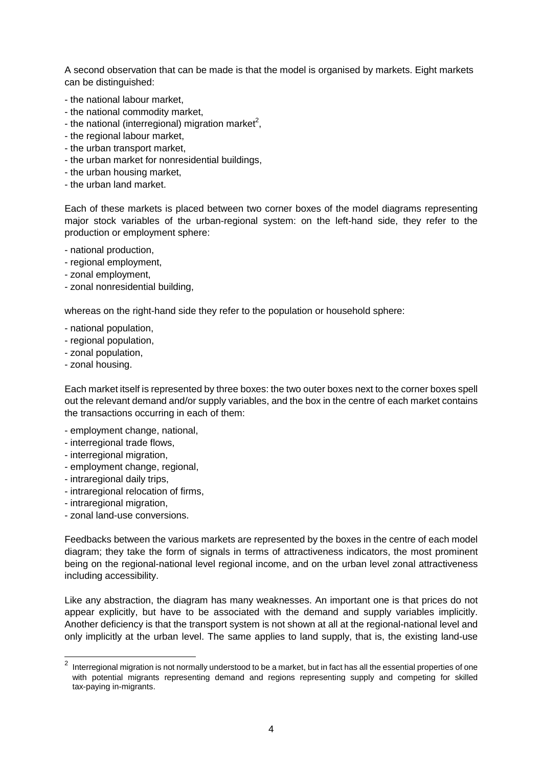A second observation that can be made is that the model is organised by markets. Eight markets can be distinguished:

- the national labour market,
- the national commodity market,
- the national (interregional) migration market[2],
- the regional labour market,
- the urban transport market,
- the urban market for nonresidential buildings,
- the urban housing market,
- the urban land market.

Each of these markets is placed between two corner boxes of the model diagrams representing major stock variables of the urban-regional system: on the left-hand side, they refer to the production or employment sphere:

- national production,
- regional employment,
- zonal employment,
- zonal nonresidential building,

whereas on the right-hand side they refer to the population or household sphere:

- national population,
- regional population,
- zonal population,
- zonal housing.

Each market itself is represented by three boxes: the two outer boxes next to the corner boxes spell out the relevant demand and/or supply variables, and the box in the centre of each market contains the transactions occurring in each of them:

- employment change, national,
- interregional trade flows,
- interregional migration,
- employment change, regional,
- intraregional daily trips,
- intraregional relocation of firms,
- intraregional migration,
- zonal land-use conversions.

Feedbacks between the various markets are represented by the boxes in the centre of each model diagram; they take the form of signals in terms of attractiveness indicators, the most prominent being on the regional-national level regional income, and on the urban level zonal attractiveness including accessibility.

Like any abstraction, the diagram has many weaknesses. An important one is that prices do not appear explicitly, but have to be associated with the demand and supply variables implicitly. Another deficiency is that the transport system is not shown at all at the regional-national level and only implicitly at the urban level. The same applies to land supply, that is, the existing land-use

[2] Interregional migration is not normally understood to be a market, but in fact has all the essential properties of one with potential migrants representing demand and regions representing supply and competing for skilled tax-paying in-migrants.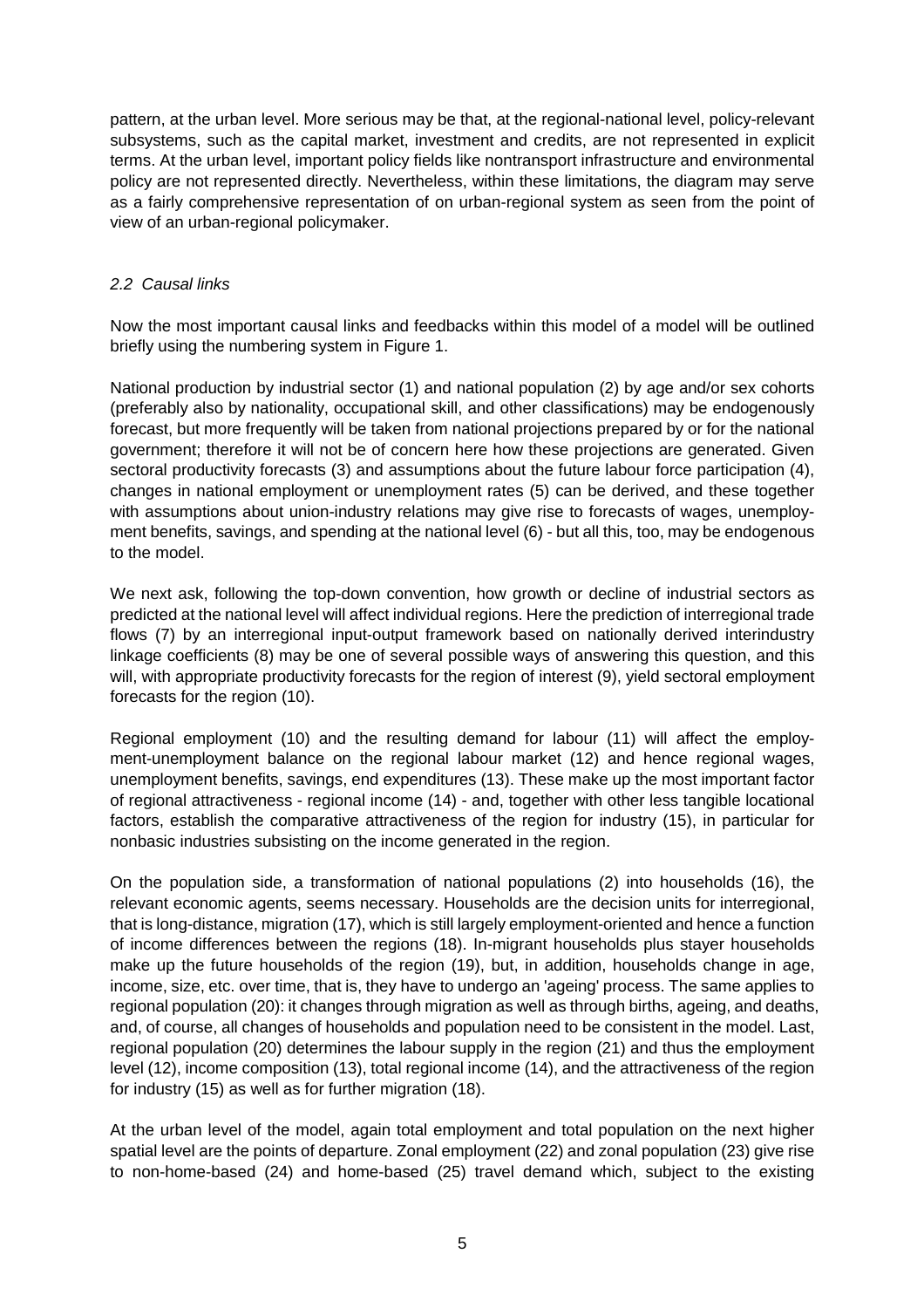pattern, at the urban level. More serious may be that, at the regional-national level, policy-relevant subsystems, such as the capital market, investment and credits, are not represented in explicit terms. At the urban level, important policy fields like nontransport infrastructure and environmental policy are not represented directly. Nevertheless, within these limitations, the diagram may serve as a fairly comprehensive representation of on urban-regional system as seen from the point of view of an urban-regional policymaker.

### *2.2 Causal links*

Now the most important causal links and feedbacks within this model of a model will be outlined briefly using the numbering system in Figure 1.

National production by industrial sector (1) and national population (2) by age and/or sex cohorts (preferably also by nationality, occupational skill, and other classifications) may be endogenously forecast, but more frequently will be taken from national projections prepared by or for the national government; therefore it will not be of concern here how these projections are generated. Given sectoral productivity forecasts (3) and assumptions about the future labour force participation (4), changes in national employment or unemployment rates (5) can be derived, and these together with assumptions about union-industry relations may give rise to forecasts of wages, unemployment benefits, savings, and spending at the national level (6) - but all this, too, may be endogenous to the model.

We next ask, following the top-down convention, how growth or decline of industrial sectors as predicted at the national level will affect individual regions. Here the prediction of interregional trade flows (7) by an interregional input-output framework based on nationally derived interindustry linkage coefficients (8) may be one of several possible ways of answering this question, and this will, with appropriate productivity forecasts for the region of interest (9), yield sectoral employment forecasts for the region (10).

Regional employment (10) and the resulting demand for labour (11) will affect the employment-unemployment balance on the regional labour market (12) and hence regional wages, unemployment benefits, savings, end expenditures (13). These make up the most important factor of regional attractiveness - regional income (14) - and, together with other less tangible locational factors, establish the comparative attractiveness of the region for industry (15), in particular for nonbasic industries subsisting on the income generated in the region.

On the population side, a transformation of national populations (2) into households (16), the relevant economic agents, seems necessary. Households are the decision units for interregional, that is long-distance, migration (17), which is still largely employment-oriented and hence a function of income differences between the regions (18). In-migrant households plus stayer households make up the future households of the region (19), but, in addition, households change in age, income, size, etc. over time, that is, they have to undergo an 'ageing' process. The same applies to regional population (20): it changes through migration as well as through births, ageing, and deaths, and, of course, all changes of households and population need to be consistent in the model. Last, regional population (20) determines the labour supply in the region (21) and thus the employment level (12), income composition (13), total regional income (14), and the attractiveness of the region for industry (15) as well as for further migration (18).

At the urban level of the model, again total employment and total population on the next higher spatial level are the points of departure. Zonal employment (22) and zonal population (23) give rise to non-home-based (24) and home-based (25) travel demand which, subject to the existing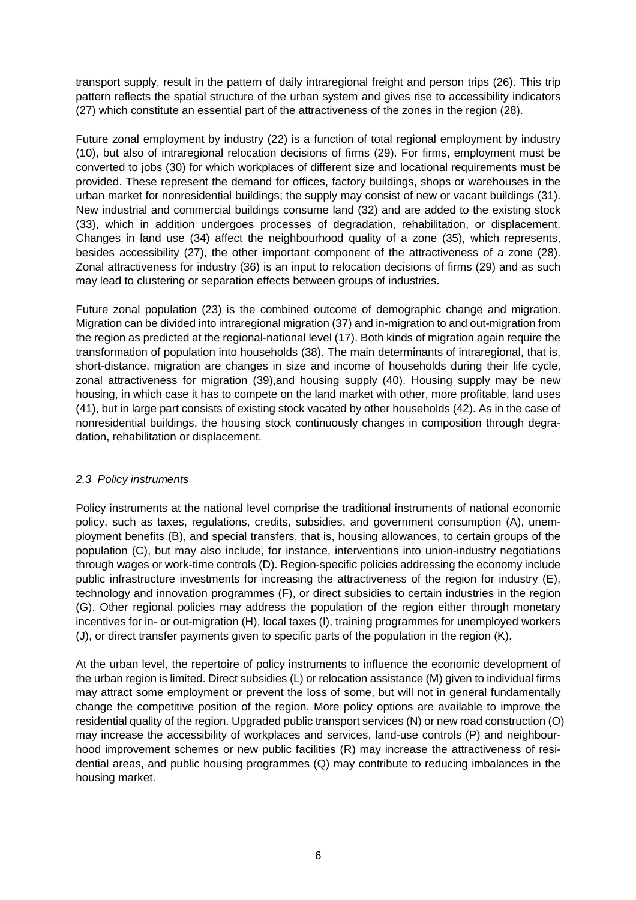transport supply, result in the pattern of daily intraregional freight and person trips (26). This trip pattern reflects the spatial structure of the urban system and gives rise to accessibility indicators (27) which constitute an essential part of the attractiveness of the zones in the region (28).

Future zonal employment by industry (22) is a function of total regional employment by industry (10), but also of intraregional relocation decisions of firms (29). For firms, employment must be converted to jobs (30) for which workplaces of different size and locational requirements must be provided. These represent the demand for offices, factory buildings, shops or warehouses in the urban market for nonresidential buildings; the supply may consist of new or vacant buildings (31). New industrial and commercial buildings consume land (32) and are added to the existing stock (33), which in addition undergoes processes of degradation, rehabilitation, or displacement. Changes in land use (34) affect the neighbourhood quality of a zone (35), which represents, besides accessibility (27), the other important component of the attractiveness of a zone (28). Zonal attractiveness for industry (36) is an input to relocation decisions of firms (29) and as such may lead to clustering or separation effects between groups of industries.

Future zonal population (23) is the combined outcome of demographic change and migration. Migration can be divided into intraregional migration (37) and in-migration to and out-migration from the region as predicted at the regional-national level (17). Both kinds of migration again require the transformation of population into households (38). The main determinants of intraregional, that is, short-distance, migration are changes in size and income of households during their life cycle, zonal attractiveness for migration (39),and housing supply (40). Housing supply may be new housing, in which case it has to compete on the land market with other, more profitable, land uses (41), but in large part consists of existing stock vacated by other households (42). As in the case of nonresidential buildings, the housing stock continuously changes in composition through degradation, rehabilitation or displacement.

### *2.3 Policy instruments*

Policy instruments at the national level comprise the traditional instruments of national economic policy, such as taxes, regulations, credits, subsidies, and government consumption (A), unemployment benefits (B), and special transfers, that is, housing allowances, to certain groups of the population (C), but may also include, for instance, interventions into union-industry negotiations through wages or work-time controls (D). Region-specific policies addressing the economy include public infrastructure investments for increasing the attractiveness of the region for industry (E), technology and innovation programmes (F), or direct subsidies to certain industries in the region (G). Other regional policies may address the population of the region either through monetary incentives for in- or out-migration (H), local taxes (I), training programmes for unemployed workers (J), or direct transfer payments given to specific parts of the population in the region (K).

At the urban level, the repertoire of policy instruments to influence the economic development of the urban region is limited. Direct subsidies (L) or relocation assistance (M) given to individual firms may attract some employment or prevent the loss of some, but will not in general fundamentally change the competitive position of the region. More policy options are available to improve the residential quality of the region. Upgraded public transport services (N) or new road construction (O) may increase the accessibility of workplaces and services, land-use controls (P) and neighbourhood improvement schemes or new public facilities (R) may increase the attractiveness of residential areas, and public housing programmes (Q) may contribute to reducing imbalances in the housing market.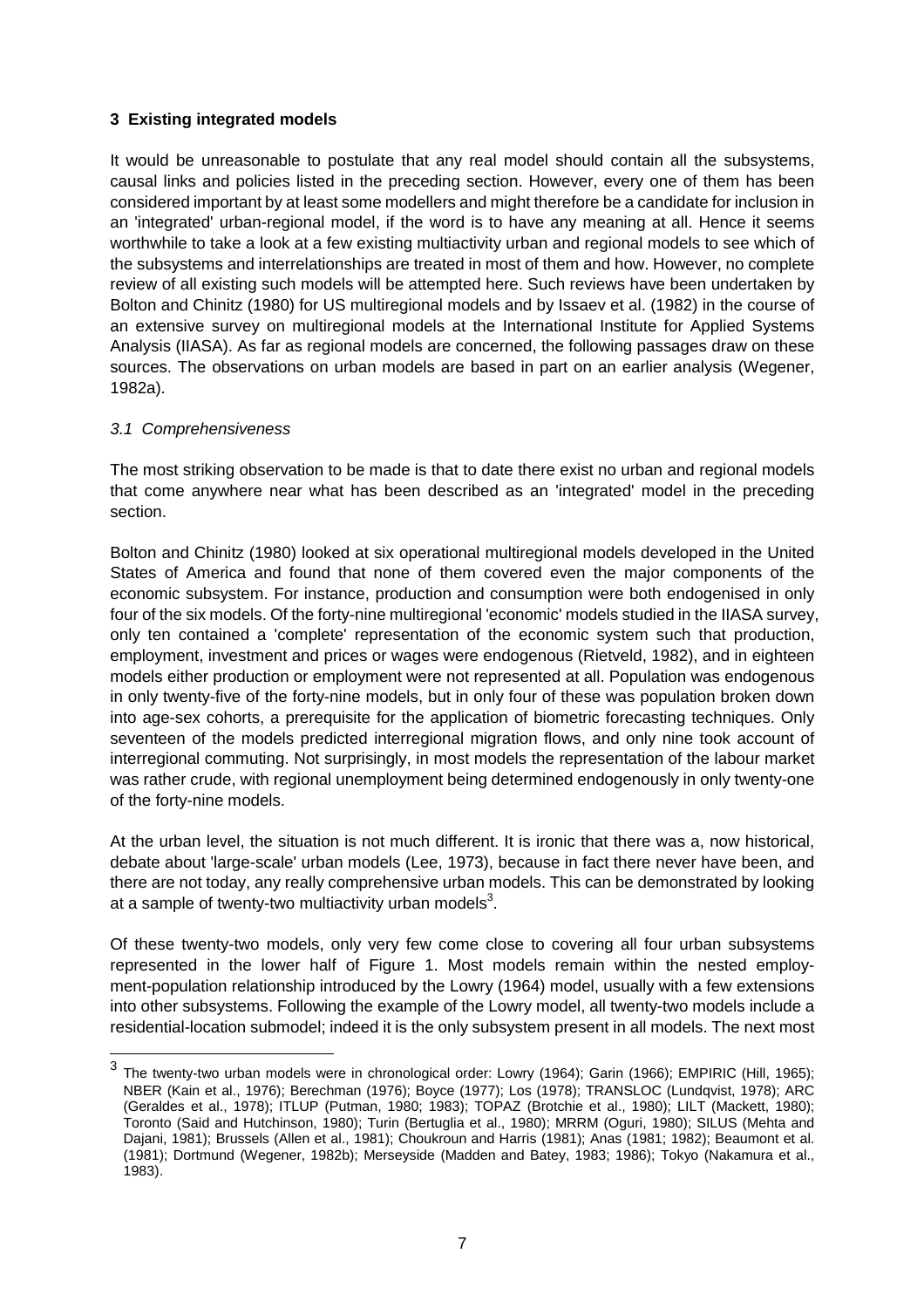### 3 Existing integrated models

It would be unreasonable to postulate that any real model should contain all the subsystems, causal links and policies listed in the preceding section. However, every one of them has been considered important by at least some modellers and might therefore be a candidate for inclusion in an 'integrated' urban-regional model, if the word is to have any meaning at all. Hence it seems worthwhile to take a look at a few existing multiactivity urban and regional models to see which of the subsystems and interrelationships are treated in most of them and how. However, no complete review of all existing such models will be attempted here. Such reviews have been undertaken by Bolton and Chinitz (1980) for US multiregional models and by Issaev et al. (1982) in the course of an extensive survey on multiregional models at the International Institute for Applied Systems Analysis (IIASA). As far as regional models are concerned, the following passages draw on these sources. The observations on urban models are based in part on an earlier analysis (Wegener, 1982a).

#### *3.1 Comprehensiveness*

The most striking observation to be made is that to date there exist no urban and regional models that come anywhere near what has been described as an 'integrated' model in the preceding section.

Bolton and Chinitz (1980) looked at six operational multiregional models developed in the United States of America and found that none of them covered even the major components of the economic subsystem. For instance, production and consumption were both endogenised in only four of the six models. Of the forty-nine multiregional 'economic' models studied in the IIASA survey, only ten contained a 'complete' representation of the economic system such that production, employment, investment and prices or wages were endogenous (Rietveld, 1982), and in eighteen models either production or employment were not represented at all. Population was endogenous in only twenty-five of the forty-nine models, but in only four of these was population broken down into age-sex cohorts, a prerequisite for the application of biometric forecasting techniques. Only seventeen of the models predicted interregional migration flows, and only nine took account of interregional commuting. Not surprisingly, in most models the representation of the labour market was rather crude, with regional unemployment being determined endogenously in only twenty-one of the forty-nine models.

At the urban level, the situation is not much different. It is ironic that there was a, now historical, debate about 'large-scale' urban models (Lee, 1973), because in fact there never have been, and there are not today, any really comprehensive urban models. This can be demonstrated by looking at a sample of twenty-two multiactivity urban models[3].

Of these twenty-two models, only very few come close to covering all four urban subsystems represented in the lower half of Figure 1. Most models remain within the nested employment-population relationship introduced by the Lowry (1964) model, usually with a few extensions into other subsystems. Following the example of the Lowry model, all twenty-two models include a residential-location submodel; indeed it is the only subsystem present in all models. The next most

[3] The twenty-two urban models were in chronological order: Lowry (1964); Garin (1966); EMPIRIC (Hill, 1965); NBER (Kain et al., 1976); Berechman (1976); Boyce (1977); Los (1978); TRANSLOC (Lundqvist, 1978); ARC (Geraldes et al., 1978); ITLUP (Putman, 1980; 1983); TOPAZ (Brotchie et al., 1980); LILT (Mackett, 1980); Toronto (Said and Hutchinson, 1980); Turin (Bertuglia et al., 1980); MRRM (Oguri, 1980); SILUS (Mehta and Dajani, 1981); Brussels (Allen et al., 1981); Choukroun and Harris (1981); Anas (1981; 1982); Beaumont et al. (1981); Dortmund (Wegener, 1982b); Merseyside (Madden and Batey, 1983; 1986); Tokyo (Nakamura et al., 1983).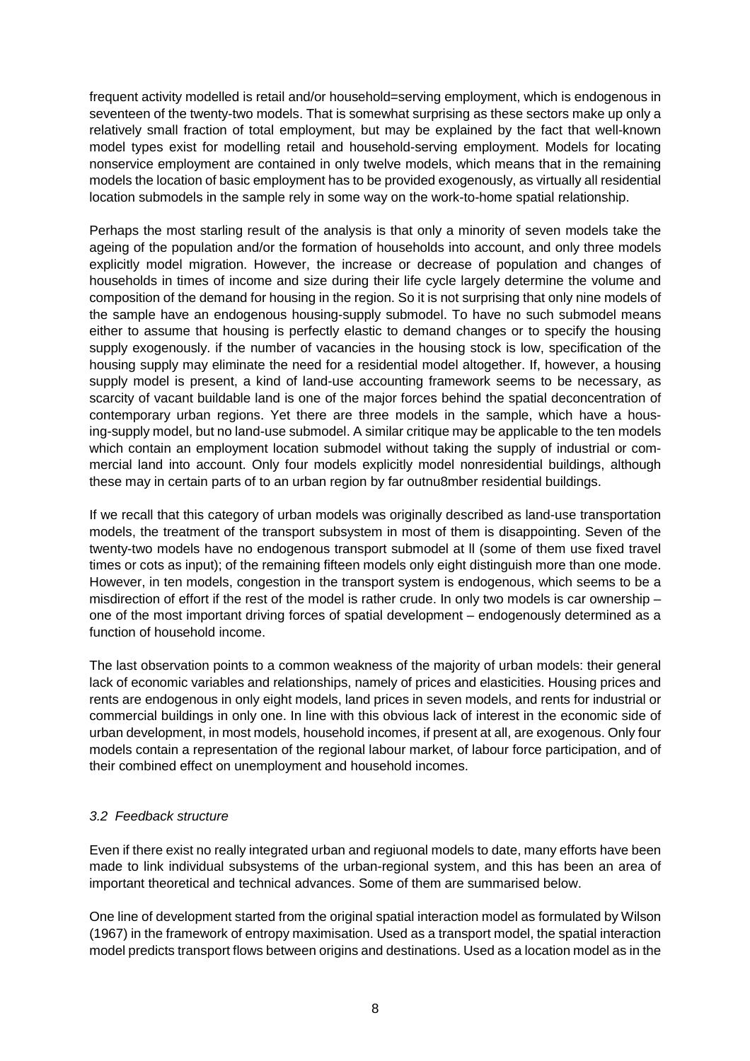frequent activity modelled is retail and/or household=serving employment, which is endogenous in seventeen of the twenty-two models. That is somewhat surprising as these sectors make up only a relatively small fraction of total employment, but may be explained by the fact that well-known model types exist for modelling retail and household-serving employment. Models for locating nonservice employment are contained in only twelve models, which means that in the remaining models the location of basic employment has to be provided exogenously, as virtually all residential location submodels in the sample rely in some way on the work-to-home spatial relationship.

Perhaps the most starling result of the analysis is that only a minority of seven models take the ageing of the population and/or the formation of households into account, and only three models explicitly model migration. However, the increase or decrease of population and changes of households in times of income and size during their life cycle largely determine the volume and composition of the demand for housing in the region. So it is not surprising that only nine models of the sample have an endogenous housing-supply submodel. To have no such submodel means either to assume that housing is perfectly elastic to demand changes or to specify the housing supply exogenously. if the number of vacancies in the housing stock is low, specification of the housing supply may eliminate the need for a residential model altogether. If, however, a housing supply model is present, a kind of land-use accounting framework seems to be necessary, as scarcity of vacant buildable land is one of the major forces behind the spatial deconcentration of contemporary urban regions. Yet there are three models in the sample, which have a housing-supply model, but no land-use submodel. A similar critique may be applicable to the ten models which contain an employment location submodel without taking the supply of industrial or commercial land into account. Only four models explicitly model nonresidential buildings, although these may in certain parts of to an urban region by far outnu8mber residential buildings.

If we recall that this category of urban models was originally described as land-use transportation models, the treatment of the transport subsystem in most of them is disappointing. Seven of the twenty-two models have no endogenous transport submodel at ll (some of them use fixed travel times or cots as input); of the remaining fifteen models only eight distinguish more than one mode. However, in ten models, congestion in the transport system is endogenous, which seems to be a misdirection of effort if the rest of the model is rather crude. In only two models is car ownership – one of the most important driving forces of spatial development – endogenously determined as a function of household income.

The last observation points to a common weakness of the majority of urban models: their general lack of economic variables and relationships, namely of prices and elasticities. Housing prices and rents are endogenous in only eight models, land prices in seven models, and rents for industrial or commercial buildings in only one. In line with this obvious lack of interest in the economic side of urban development, in most models, household incomes, if present at all, are exogenous. Only four models contain a representation of the regional labour market, of labour force participation, and of their combined effect on unemployment and household incomes.

### *3.2 Feedback structure*

Even if there exist no really integrated urban and regiuonal models to date, many efforts have been made to link individual subsystems of the urban-regional system, and this has been an area of important theoretical and technical advances. Some of them are summarised below.

One line of development started from the original spatial interaction model as formulated by Wilson (1967) in the framework of entropy maximisation. Used as a transport model, the spatial interaction model predicts transport flows between origins and destinations. Used as a location model as in the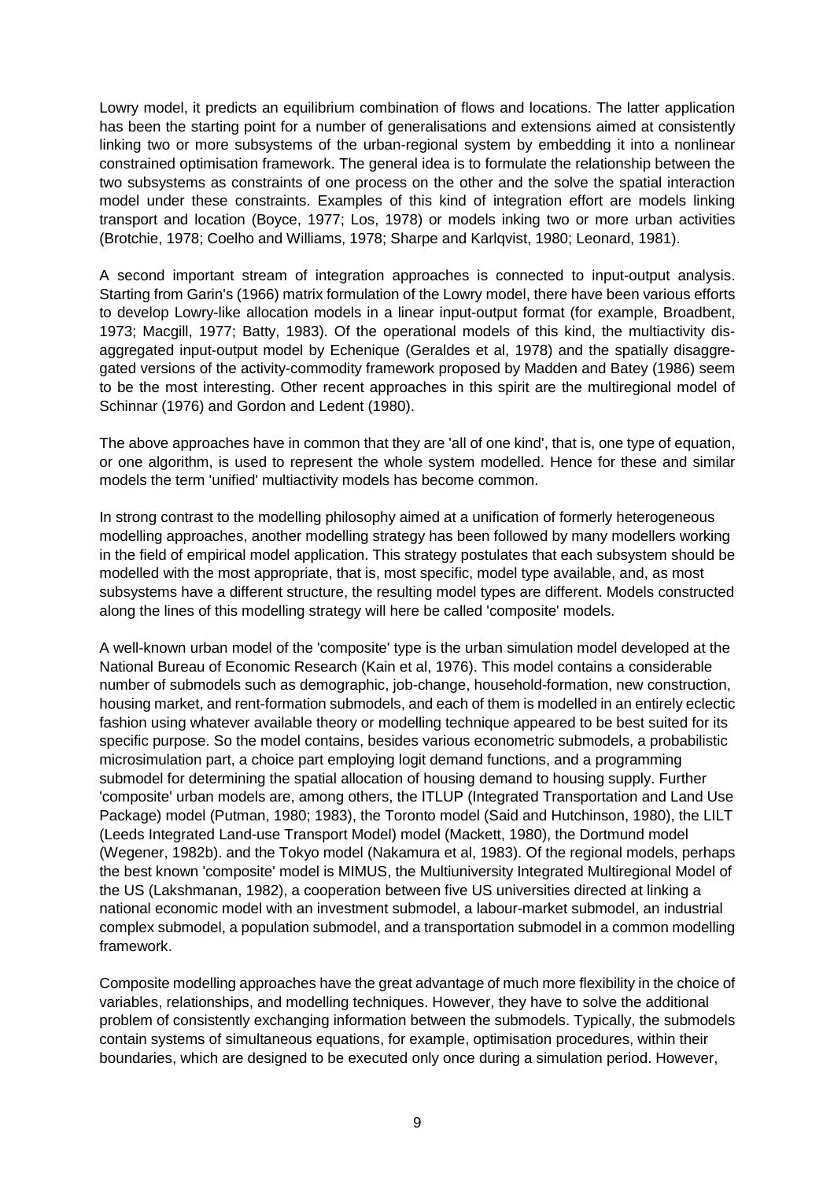Lowry model, it predicts an equilibrium combination of flows and locations. The latter application has been the starting point for a number of generalisations and extensions aimed at consistently linking two or more subsystems of the urban-regional system by embedding it into a nonlinear constrained optimisation framework. The general idea is to formulate the relationship between the two subsystems as constraints of one process on the other and the solve the spatial interaction model under these constraints. Examples of this kind of integration effort are models linking transport and location (Boyce, 1977; Los, 1978) or models inking two or more urban activities (Brotchie, 1978; Coelho and Williams, 1978; Sharpe and Karlqvist, 1980; Leonard, 1981).

A second important stream of integration approaches is connected to input-output analysis. Starting from Garin's (1966) matrix formulation of the Lowry model, there have been various efforts to develop Lowry-like allocation models in a linear input-output format (for example, Broadbent, 1973; Macgill, 1977; Batty, 1983). Of the operational models of this kind, the multiactivity disaggregated input-output model by Echenique (Geraldes et al, 1978) and the spatially disaggregated versions of the activity-commodity framework proposed by Madden and Batey (1986) seem to be the most interesting. Other recent approaches in this spirit are the multiregional model of Schinnar (1976) and Gordon and Ledent (1980).

The above approaches have in common that they are 'all of one kind', that is, one type of equation, or one algorithm, is used to represent the whole system modelled. Hence for these and similar models the term 'unified' multiactivity models has become common.

In strong contrast to the modelling philosophy aimed at a unification of formerly heterogeneous modelling approaches, another modelling strategy has been followed by many modellers working in the field of empirical model application. This strategy postulates that each subsystem should be modelled with the most appropriate, that is, most specific, model type available, and, as most subsystems have a different structure, the resulting model types are different. Models constructed along the lines of this modelling strategy will here be called 'composite' models.

A well-known urban model of the 'composite' type is the urban simulation model developed at the National Bureau of Economic Research (Kain et al, 1976). This model contains a considerable number of submodels such as demographic, job-change, household-formation, new construction, housing market, and rent-formation submodels, and each of them is modelled in an entirely eclectic fashion using whatever available theory or modelling technique appeared to be best suited for its specific purpose. So the model contains, besides various econometric submodels, a probabilistic microsimulation part, a choice part employing logit demand functions, and a programming submodel for determining the spatial allocation of housing demand to housing supply. Further 'composite' urban models are, among others, the ITLUP (Integrated Transportation and Land Use Package) model (Putman, 1980; 1983), the Toronto model (Said and Hutchinson, 1980), the LILT (Leeds Integrated Land-use Transport Model) model (Mackett, 1980), the Dortmund model (Wegener, 1982b). and the Tokyo model (Nakamura et al, 1983). Of the regional models, perhaps the best known 'composite' model is MIMUS, the Multiuniversity Integrated Multiregional Model of the US (Lakshmanan, 1982), a cooperation between five US universities directed at linking a national economic model with an investment submodel, a labour-market submodel, an industrial complex submodel, a population submodel, and a transportation submodel in a common modelling framework.

Composite modelling approaches have the great advantage of much more flexibility in the choice of variables, relationships, and modelling techniques. However, they have to solve the additional problem of consistently exchanging information between the submodels. Typically, the submodels contain systems of simultaneous equations, for example, optimisation procedures, within their boundaries, which are designed to be executed only once during a simulation period. However,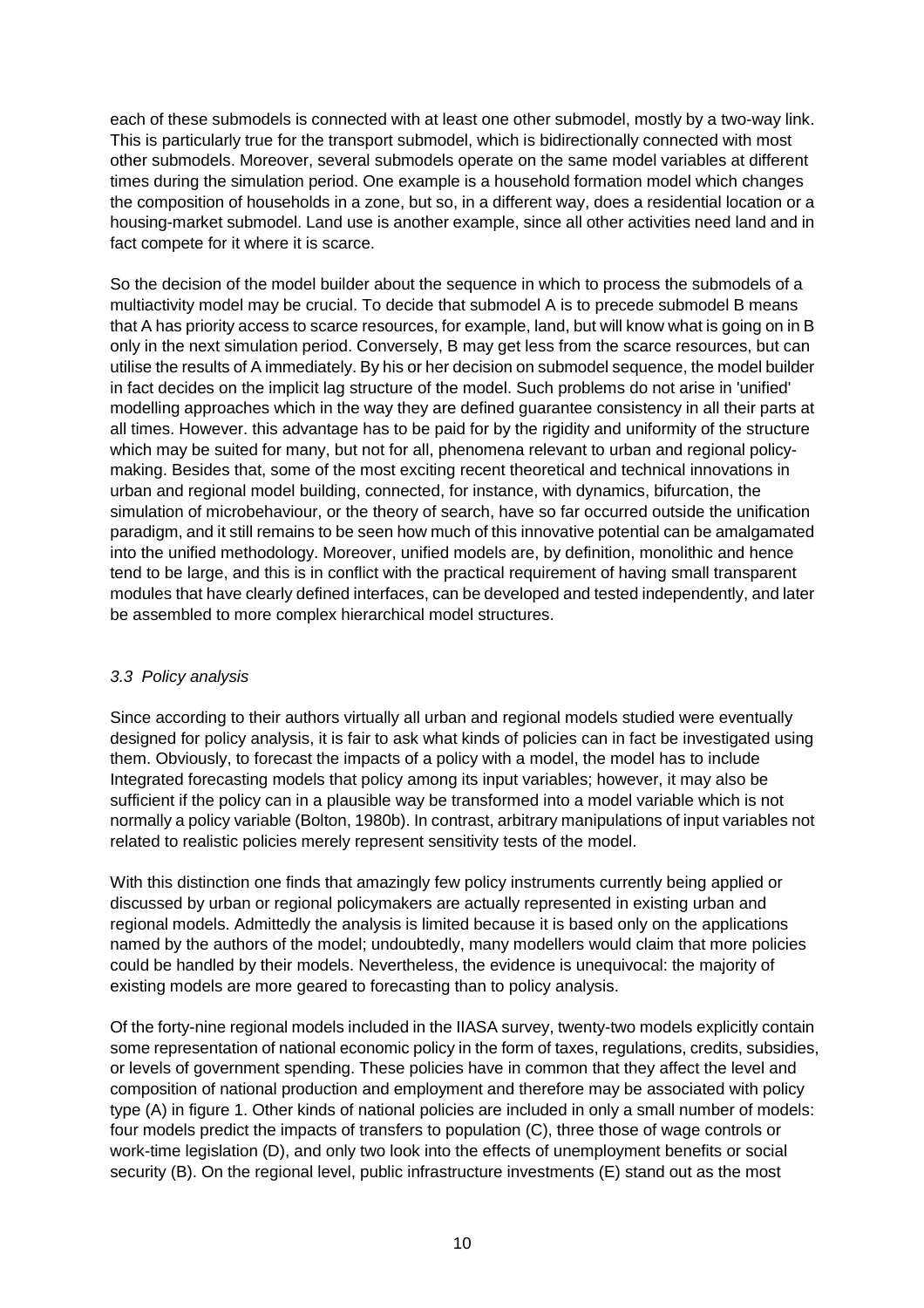each of these submodels is connected with at least one other submodel, mostly by a two-way link. This is particularly true for the transport submodel, which is bidirectionally connected with most other submodels. Moreover, several submodels operate on the same model variables at different times during the simulation period. One example is a household formation model which changes the composition of households in a zone, but so, in a different way, does a residential location or a housing-market submodel. Land use is another example, since all other activities need land and in fact compete for it where it is scarce.

So the decision of the model builder about the sequence in which to process the submodels of a multiactivity model may be crucial. To decide that submodel A is to precede submodel B means that A has priority access to scarce resources, for example, land, but will know what is going on in B only in the next simulation period. Conversely, B may get less from the scarce resources, but can utilise the results of A immediately. By his or her decision on submodel sequence, the model builder in fact decides on the implicit lag structure of the model. Such problems do not arise in 'unified' modelling approaches which in the way they are defined guarantee consistency in all their parts at all times. However. this advantage has to be paid for by the rigidity and uniformity of the structure which may be suited for many, but not for all, phenomena relevant to urban and regional policy-making. Besides that, some of the most exciting recent theoretical and technical innovations in urban and regional model building, connected, for instance, with dynamics, bifurcation, the simulation of microbehaviour, or the theory of search, have so far occurred outside the unification paradigm, and it still remains to be seen how much of this innovative potential can be amalgamated into the unified methodology. Moreover, unified models are, by definition, monolithic and hence tend to be large, and this is in conflict with the practical requirement of having small transparent modules that have clearly defined interfaces, can be developed and tested independently, and later be assembled to more complex hierarchical model structures.

### *3.3 Policy analysis*

Since according to their authors virtually all urban and regional models studied were eventually designed for policy analysis, it is fair to ask what kinds of policies can in fact be investigated using them. Obviously, to forecast the impacts of a policy with a model, the model has to include Integrated forecasting models that policy among its input variables; however, it may also be sufficient if the policy can in a plausible way be transformed into a model variable which is not normally a policy variable (Bolton, 1980b). In contrast, arbitrary manipulations of input variables not related to realistic policies merely represent sensitivity tests of the model.

With this distinction one finds that amazingly few policy instruments currently being applied or discussed by urban or regional policymakers are actually represented in existing urban and regional models. Admittedly the analysis is limited because it is based only on the applications named by the authors of the model; undoubtedly, many modellers would claim that more policies could be handled by their models. Nevertheless, the evidence is unequivocal: the majority of existing models are more geared to forecasting than to policy analysis.

Of the forty-nine regional models included in the IIASA survey, twenty-two models explicitly contain some representation of national economic policy in the form of taxes, regulations, credits, subsidies, or levels of government spending. These policies have in common that they affect the level and composition of national production and employment and therefore may be associated with policy type (A) in figure 1. Other kinds of national policies are included in only a small number of models: four models predict the impacts of transfers to population (C), three those of wage controls or work-time legislation (D), and only two look into the effects of unemployment benefits or social security (B). On the regional level, public infrastructure investments (E) stand out as the most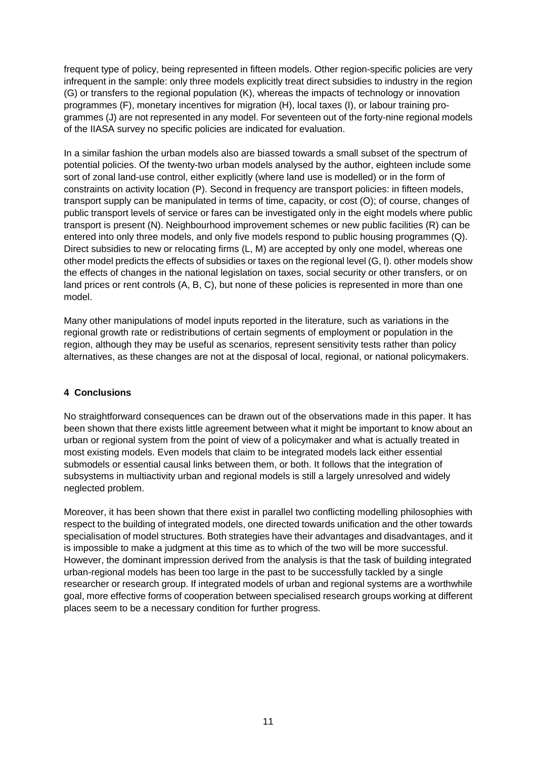frequent type of policy, being represented in fifteen models. Other region-specific policies are very infrequent in the sample: only three models explicitly treat direct subsidies to industry in the region (G) or transfers to the regional population (K), whereas the impacts of technology or innovation programmes (F), monetary incentives for migration (H), local taxes (I), or labour training programmes (J) are not represented in any model. For seventeen out of the forty-nine regional models of the IIASA survey no specific policies are indicated for evaluation.

In a similar fashion the urban models also are biassed towards a small subset of the spectrum of potential policies. Of the twenty-two urban models analysed by the author, eighteen include some sort of zonal land-use control, either explicitly (where land use is modelled) or in the form of constraints on activity location (P). Second in frequency are transport policies: in fifteen models, transport supply can be manipulated in terms of time, capacity, or cost (O); of course, changes of public transport levels of service or fares can be investigated only in the eight models where public transport is present (N). Neighbourhood improvement schemes or new public facilities (R) can be entered into only three models, and only five models respond to public housing programmes (Q). Direct subsidies to new or relocating firms (L, M) are accepted by only one model, whereas one other model predicts the effects of subsidies or taxes on the regional level (G, I). other models show the effects of changes in the national legislation on taxes, social security or other transfers, or on land prices or rent controls (A, B, C), but none of these policies is represented in more than one model.

Many other manipulations of model inputs reported in the literature, such as variations in the regional growth rate or redistributions of certain segments of employment or population in the region, although they may be useful as scenarios, represent sensitivity tests rather than policy alternatives, as these changes are not at the disposal of local, regional, or national policymakers.

## 4 Conclusions

No straightforward consequences can be drawn out of the observations made in this paper. It has been shown that there exists little agreement between what it might be important to know about an urban or regional system from the point of view of a policymaker and what is actually treated in most existing models. Even models that claim to be integrated models lack either essential submodels or essential causal links between them, or both. It follows that the integration of subsystems in multiactivity urban and regional models is still a largely unresolved and widely neglected problem.

Moreover, it has been shown that there exist in parallel two conflicting modelling philosophies with respect to the building of integrated models, one directed towards unification and the other towards specialisation of model structures. Both strategies have their advantages and disadvantages, and it is impossible to make a judgment at this time as to which of the two will be more successful. However, the dominant impression derived from the analysis is that the task of building integrated urban-regional models has been too large in the past to be successfully tackled by a single researcher or research group. If integrated models of urban and regional systems are a worthwhile goal, more effective forms of cooperation between specialised research groups working at different places seem to be a necessary condition for further progress.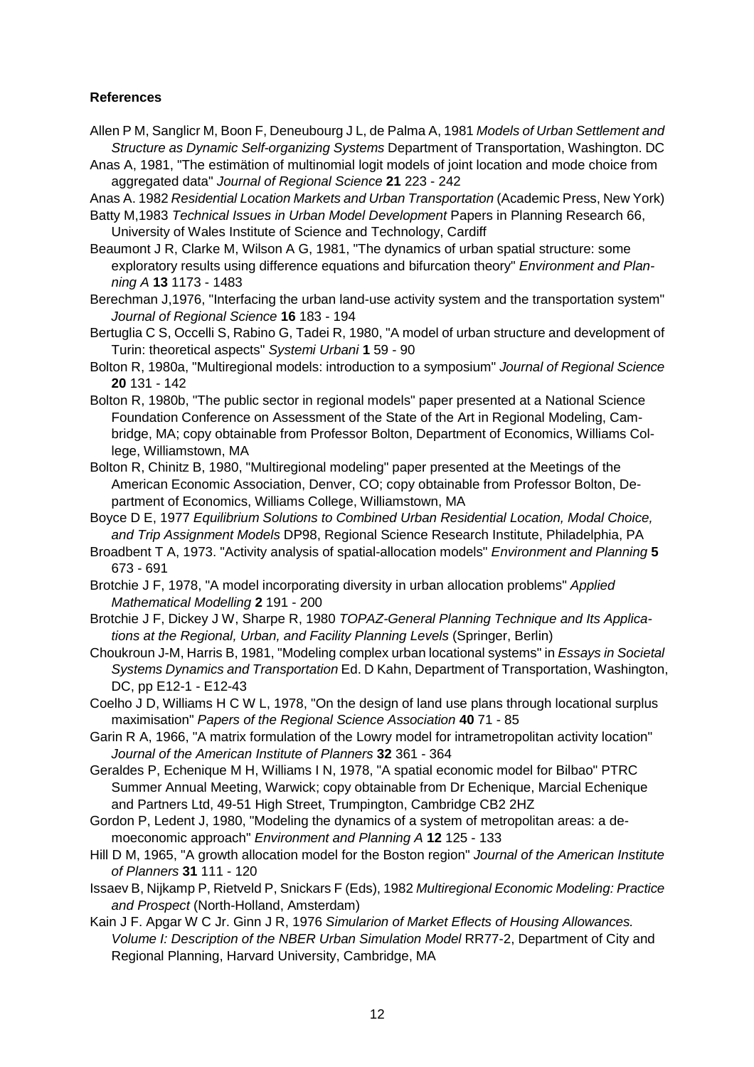**References**

Allen P M, Sanglicr M, Boon F, Deneubourg J L, de Palma A, 1981 *Models of Urban Settlement and Structure as Dynamic Self-organizing Systems* Department of Transportation, Washington. DC

Anas A, 1981, "The estimätion of multinomial logit models of joint location and mode choice from aggregated data" *Journal of Regional Science* **21** 223 - 242

Anas A. 1982 *Residential Location Markets and Urban Transportation* (Academic Press, New York)

Batty M,1983 *Technical Issues in Urban Model Development* Papers in Planning Research 66, University of Wales Institute of Science and Technology, Cardiff

Beaumont J R, Clarke M, Wilson A G, 1981, "The dynamics of urban spatial structure: some exploratory results using difference equations and bifurcation theory" *Environment and Planning A* **13** 1173 - 1483

Berechman J,1976, "Interfacing the urban land-use activity system and the transportation system" *Journal of Regional Science* **16** 183 - 194

Bertuglia C S, Occelli S, Rabino G, Tadei R, 1980, "A model of urban structure and development of Turin: theoretical aspects" *Systemi Urbani* **1** 59 - 90

Bolton R, 1980a, "Multiregional models: introduction to a symposium" *Journal of Regional Science* **20** 131 - 142

Bolton R, 1980b, "The public sector in regional models" paper presented at a National Science Foundation Conference on Assessment of the State of the Art in Regional Modeling, Cambridge, MA; copy obtainable from Professor Bolton, Department of Economics, Williams College, Williamstown, MA

Bolton R, Chinitz B, 1980, "Multiregional modeling" paper presented at the Meetings of the American Economic Association, Denver, CO; copy obtainable from Professor Bolton, Department of Economics, Williams College, Williamstown, MA

Boyce D E, 1977 *Equilibrium Solutions to Combined Urban Residential Location, Modal Choice, and Trip Assignment Models* DP98, Regional Science Research Institute, Philadelphia, PA

Broadbent T A, 1973. "Activity analysis of spatial-allocation models" *Environment and Planning* **5** 673 - 691

Brotchie J F, 1978, "A model incorporating diversity in urban allocation problems" *Applied Mathematical Modelling* **2** 191 - 200

Brotchie J F, Dickey J W, Sharpe R, 1980 *TOPAZ-General Planning Technique and Its Applications at the Regional, Urban, and Facility Planning Levels* (Springer, Berlin)

Choukroun J-M, Harris B, 1981, "Modeling complex urban locational systems" in *Essays in Societal Systems Dynamics and Transportation* Ed. D Kahn, Department of Transportation, Washington, DC, pp E12-1 - E12-43

Coelho J D, Williams H C W L, 1978, "On the design of land use plans through locational surplus maximisation" *Papers of the Regional Science Association* **40** 71 - 85

Garin R A, 1966, "A matrix formulation of the Lowry model for intrametropolitan activity location" *Journal of the American Institute of Planners* **32** 361 - 364

Geraldes P, Echenique M H, Williams I N, 1978, "A spatial economic model for Bilbao" PTRC Summer Annual Meeting, Warwick; copy obtainable from Dr Echenique, Marcial Echenique and Partners Ltd, 49-51 High Street, Trumpington, Cambridge CB2 2HZ

Gordon P, Ledent J, 1980, "Modeling the dynamics of a system of metropolitan areas: a demoeconomic approach" *Environment and Planning A* **12** 125 - 133

Hill D M, 1965, "A growth allocation model for the Boston region" *Journal of the American Institute of Planners* **31** 111 - 120

Issaev B, Nijkamp P, Rietveld P, Snickars F (Eds), 1982 *Multiregional Economic Modeling: Practice and Prospect* (North-Holland, Amsterdam)

Kain J F. Apgar W C Jr. Ginn J R, 1976 *Simularion of Market Eflects of Housing Allowances. Volume I: Description of the NBER Urban Simulation Model* RR77-2, Department of City and Regional Planning, Harvard University, Cambridge, MA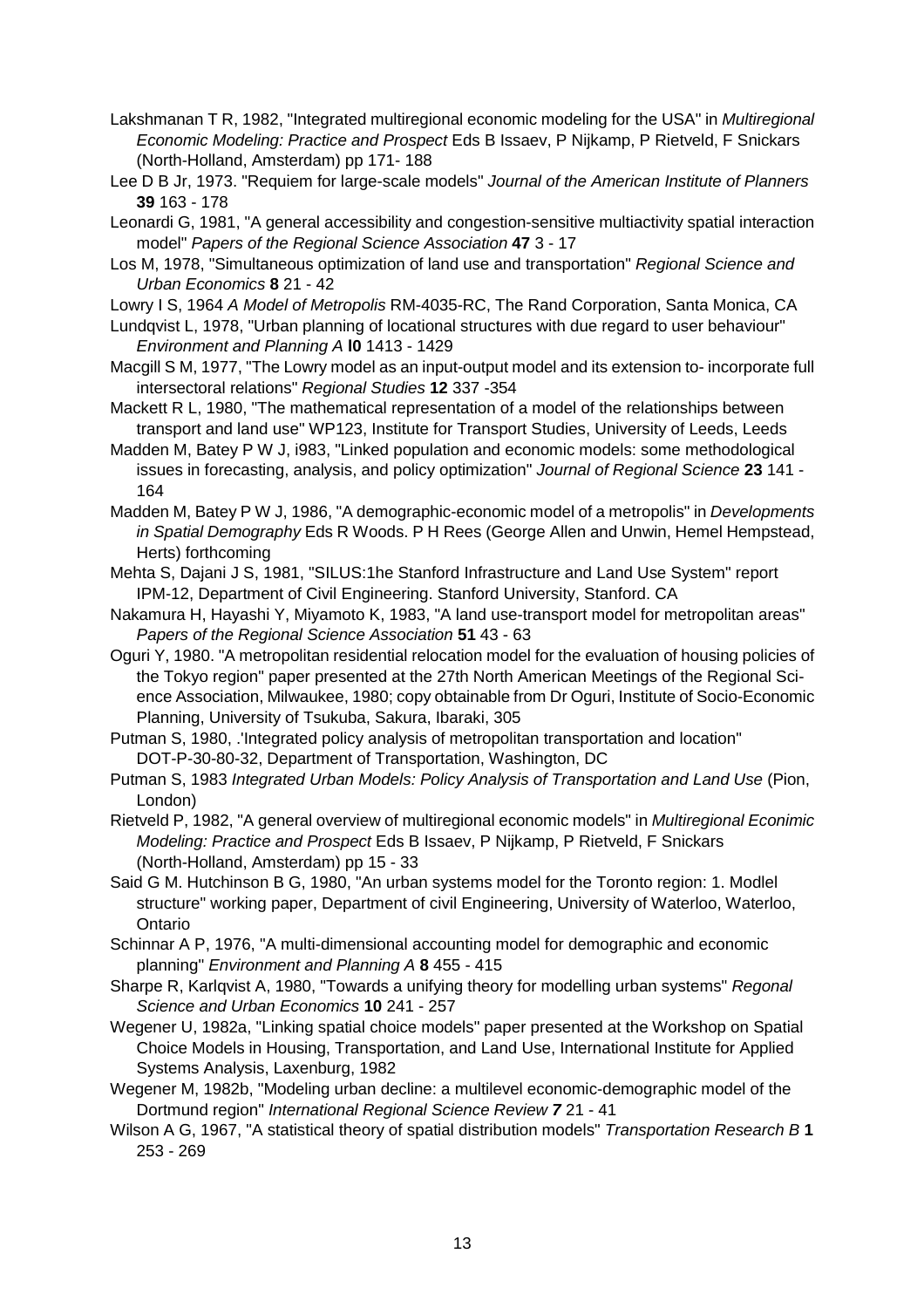Lakshmanan T R, 1982, "Integrated multiregional economic modeling for the USA" in *Multiregional Economic Modeling: Practice and Prospect* Eds B Issaev, P Nijkamp, P Rietveld, F Snickars (North-Holland, Amsterdam) pp 171- 188

Lee D B Jr, 1973. "Requiem for large-scale models" *Journal of the American Institute of Planners* **39** 163 - 178

Leonardi G, 1981, "A general accessibility and congestion-sensitive multiactivity spatial interaction model" *Papers of the Regional Science Association* **47** 3 - 17

Los M, 1978, "Simultaneous optimization of land use and transportation" *Regional Science and Urban Economics* **8** 21 - 42

Lowry I S, 1964 *A Model of Metropolis* RM-4035-RC, The Rand Corporation, Santa Monica, CA

Lundqvist L, 1978, "Urban planning of locational structures with due regard to user behaviour" *Environment and Planning A* **l0** 1413 - 1429

Macgill S M, 1977, "The Lowry model as an input-output model and its extension to- incorporate full intersectoral relations" *Regional Studies* **12** 337 -354

Mackett R L, 1980, "The mathematical representation of a model of the relationships between transport and land use" WP123, Institute for Transport Studies, University of Leeds, Leeds

Madden M, Batey P W J, i983, "Linked population and economic models: some methodological issues in forecasting, analysis, and policy optimization" *Journal of Regional Science* **23** 141 - 164

Madden M, Batey P W J, 1986, "A demographic-economic model of a metropolis" in *Developments in Spatial Demography* Eds R Woods. P H Rees (George Allen and Unwin, Hemel Hempstead, Herts) forthcoming

Mehta S, Dajani J S, 1981, "SILUS:1he Stanford Infrastructure and Land Use System" report IPM-12, Department of Civil Engineering. Stanford University, Stanford. CA

Nakamura H, Hayashi Y, Miyamoto K, 1983, "A land use-transport model for metropolitan areas" *Papers of the Regional Science Association* **51** 43 - 63

Oguri Y, 1980. "A metropolitan residential relocation model for the evaluation of housing policies of the Tokyo region" paper presented at the 27th North American Meetings of the Regional Science Association, Milwaukee, 1980; copy obtainable from Dr Oguri, Institute of Socio-Economic Planning, University of Tsukuba, Sakura, Ibaraki, 305

Putman S, 1980, .'Integrated policy analysis of metropolitan transportation and location" DOT-P-30-80-32, Department of Transportation, Washington, DC

Putman S, 1983 *Integrated Urban Models: Policy Analysis of Transportation and Land Use* (Pion, London)

Rietveld P, 1982, "A general overview of multiregional economic models" in *Multiregional Econimic Modeling: Practice and Prospect* Eds B Issaev, P Nijkamp, P Rietveld, F Snickars (North-Holland, Amsterdam) pp 15 - 33

Said G M. Hutchinson B G, 1980, "An urban systems model for the Toronto region: 1. Modlel structure" working paper, Department of civil Engineering, University of Waterloo, Waterloo, Ontario

Schinnar A P, 1976, "A multi-dimensional accounting model for demographic and economic planning" *Environment and Planning A* **8** 455 - 415

Sharpe R, Karlqvist A, 1980, "Towards a unifying theory for modelling urban systems" *Regonal Science and Urban Economics* **10** 241 - 257

Wegener U, 1982a, "Linking spatial choice models" paper presented at the Workshop on Spatial Choice Models in Housing, Transportation, and Land Use, International Institute for Applied Systems Analysis, Laxenburg, 1982

Wegener M, 1982b, "Modeling urban decline: a multilevel economic-demographic model of the Dortmund region" *International Regional Science Review* ***7*** 21 - 41

Wilson A G, 1967, "A statistical theory of spatial distribution models" *Transportation Research B* **1** 253 - 269